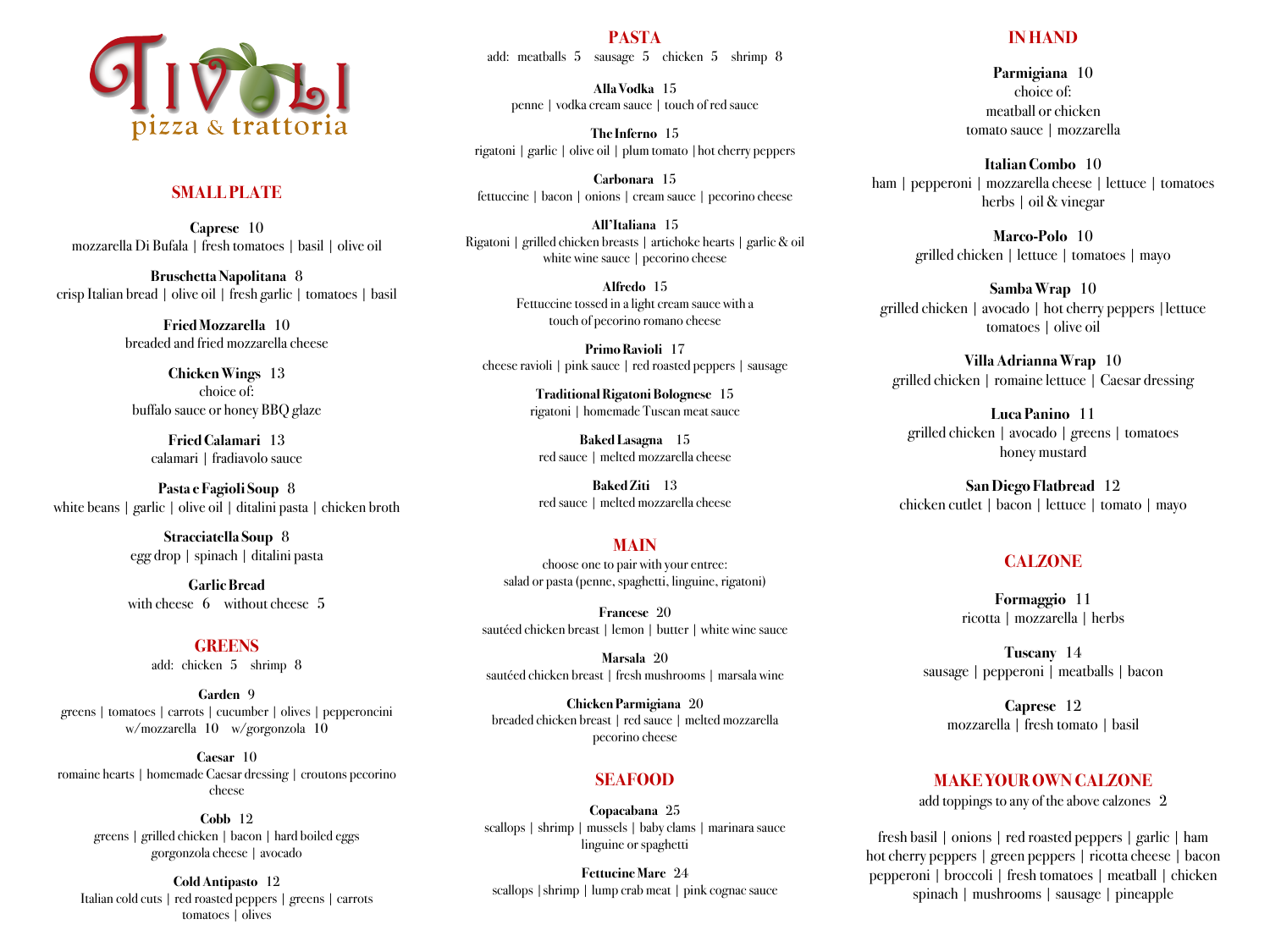# TIVOLI
pizza & trattoria

## SMALL PLATE

**Caprese** 10
mozzarella Di Bufala | fresh tomatoes | basil | olive oil

**Bruschetta Napolitana** 8
crisp Italian bread | olive oil | fresh garlic | tomatoes | basil

**Fried Mozzarella** 10
breaded and fried mozzarella cheese

**Chicken Wings** 13
choice of:
buffalo sauce or honey BBQ glaze

**Fried Calamari** 13
calamari | fradiavolo sauce

**Pasta e Fagioli Soup** 8
white beans | garlic | olive oil | ditalini pasta | chicken broth

**Stracciatella Soup** 8
egg drop | spinach | ditalini pasta

**Garlic Bread**
with cheese 6 without cheese 5

## GREENS
add: chicken 5 shrimp 8

**Garden** 9
greens | tomatoes | carrots | cucumber | olives | pepperoncini
w/mozzarella 10 w/gorgonzola 10

**Caesar** 10
romaine hearts | homemade Caesar dressing | croutons pecorino cheese

**Cobb** 12
greens | grilled chicken | bacon | hard boiled eggs
gorgonzola cheese | avocado

**Cold Antipasto** 12
Italian cold cuts | red roasted peppers | greens | carrots
tomatoes | olives

## PASTA
add: meatballs 5 sausage 5 chicken 5 shrimp 8

**Alla Vodka** 15
penne | vodka cream sauce | touch of red sauce

**The Inferno** 15
rigatoni | garlic | olive oil | plum tomato | hot cherry peppers

**Carbonara** 15
fettuccine | bacon | onions | cream sauce | pecorino cheese

**All'Italiana** 15
Rigatoni | grilled chicken breasts | artichoke hearts | garlic & oil
white wine sauce | pecorino cheese

**Alfredo** 15
Fettuccine tossed in a light cream sauce with a
touch of pecorino romano cheese

**Primo Ravioli** 17
cheese ravioli | pink sauce | red roasted peppers | sausage

**Traditional Rigatoni Bolognese** 15
rigatoni | homemade Tuscan meat sauce

**Baked Lasagna** 15
red sauce | melted mozzarella cheese

**Baked Ziti** 13
red sauce | melted mozzarella cheese

## MAIN
choose one to pair with your entree:
salad or pasta (penne, spaghetti, linguine, rigatoni)

**Francese** 20
sautéed chicken breast | lemon | butter | white wine sauce

**Marsala** 20
sautéed chicken breast | fresh mushrooms | marsala wine

**Chicken Parmigiana** 20
breaded chicken breast | red sauce | melted mozzarella
pecorino cheese

## SEAFOOD

**Copacabana** 25
scallops | shrimp | mussels | baby clams | marinara sauce
linguine or spaghetti

**Fettucine Mare** 24
scallops | shrimp | lump crab meat | pink cognac sauce

## IN HAND

**Parmigiana** 10
choice of:
meatball or chicken
tomato sauce | mozzarella

**Italian Combo** 10
ham | pepperoni | mozzarella cheese | lettuce | tomatoes
herbs | oil & vinegar

**Marco-Polo** 10
grilled chicken | lettuce | tomatoes | mayo

**Samba Wrap** 10
grilled chicken | avocado | hot cherry peppers | lettuce
tomatoes | olive oil

**Villa Adrianna Wrap** 10
grilled chicken | romaine lettuce | Caesar dressing

**Luca Panino** 11
grilled chicken | avocado | greens | tomatoes
honey mustard

**San Diego Flatbread** 12
chicken cutlet | bacon | lettuce | tomato | mayo

## CALZONE

**Formaggio** 11
ricotta | mozzarella | herbs

**Tuscany** 14
sausage | pepperoni | meatballs | bacon

**Caprese** 12
mozzarella | fresh tomato | basil

## MAKE YOUR OWN CALZONE
add toppings to any of the above calzones 2

fresh basil | onions | red roasted peppers | garlic | ham
hot cherry peppers | green peppers | ricotta cheese | bacon
pepperoni | broccoli | fresh tomatoes | meatball | chicken
spinach | mushrooms | sausage | pineapple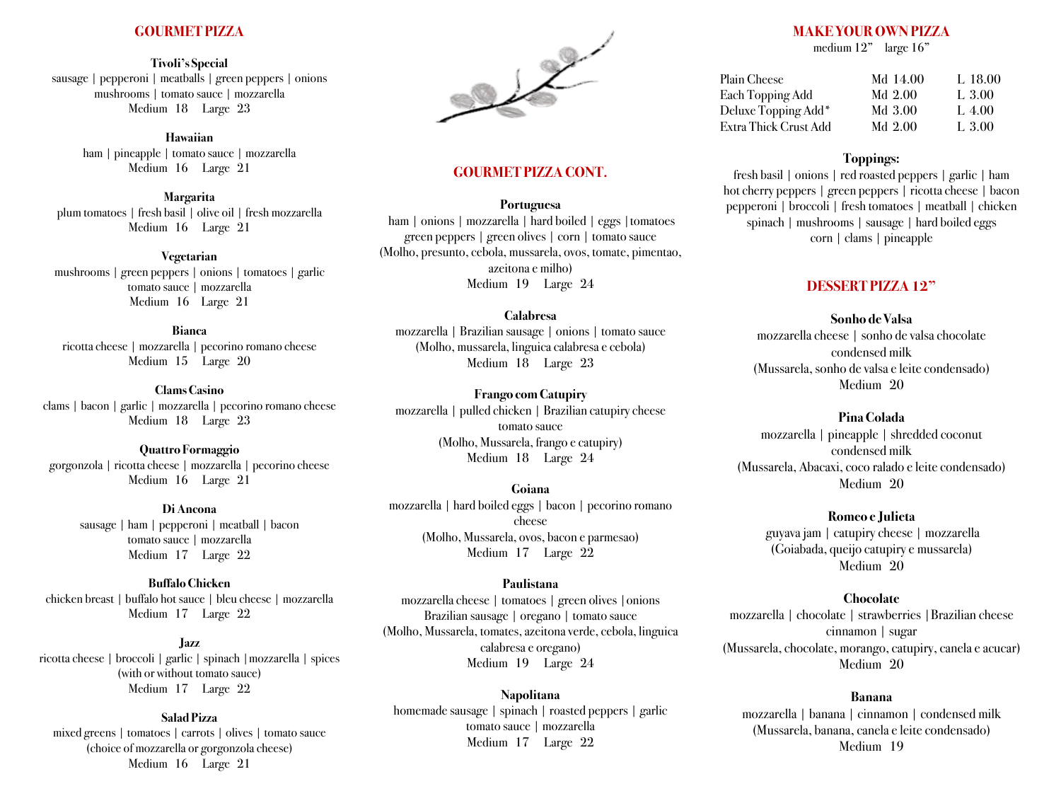## GOURMET PIZZA

**Tivoli's Special**
sausage | pepperoni | meatballs | green peppers | onions
mushrooms | tomato sauce | mozzarella
Medium 18 Large 23

**Hawaiian**
ham | pineapple | tomato sauce | mozzarella
Medium 16 Large 21

**Margarita**
plum tomatoes | fresh basil | olive oil | fresh mozzarella
Medium 16 Large 21

**Vegetarian**
mushrooms | green peppers | onions | tomatoes | garlic
tomato sauce | mozzarella
Medium 16 Large 21

**Bianca**
ricotta cheese | mozzarella | pecorino romano cheese
Medium 15 Large 20

**Clams Casino**
clams | bacon | garlic | mozzarella | pecorino romano cheese
Medium 18 Large 23

**Quattro Formaggio**
gorgonzola | ricotta cheese | mozzarella | pecorino cheese
Medium 16 Large 21

**Di Ancona**
sausage | ham | pepperoni | meatball | bacon
tomato sauce | mozzarella
Medium 17 Large 22

**Buffalo Chicken**
chicken breast | buffalo hot sauce | bleu cheese | mozzarella
Medium 17 Large 22

**Jazz**
ricotta cheese | broccoli | garlic | spinach | mozzarella | spices
(with or without tomato sauce)
Medium 17 Large 22

**Salad Pizza**
mixed greens | tomatoes | carrots | olives | tomato sauce
(choice of mozzarella or gorgonzola cheese)
Medium 16 Large 21

## GOURMET PIZZA CONT.

**Portuguesa**
ham | onions | mozzarella | hard boiled | eggs | tomatoes
green peppers | green olives | corn | tomato sauce
(Molho, presunto, cebola, mussarela, ovos, tomate, pimentao, azeitona e milho)
Medium 19 Large 24

**Calabresa**
mozzarella | Brazilian sausage | onions | tomato sauce
(Molho, mussarela, linguica calabresa e cebola)
Medium 18 Large 23

**Frango com Catupiry**
mozzarella | pulled chicken | Brazilian catupiry cheese
tomato sauce
(Molho, Mussarela, frango e catupiry)
Medium 18 Large 24

**Goiana**
mozzarella | hard boiled eggs | bacon | pecorino romano cheese
(Molho, Mussarela, ovos, bacon e parmesao)
Medium 17 Large 22

**Paulistana**
mozzarella cheese | tomatoes | green olives | onions
Brazilian sausage | oregano | tomato sauce
(Molho, Mussarela, tomates, azeitona verde, cebola, linguica calabresa e oregano)
Medium 19 Large 24

**Napolitana**
homemade sausage | spinach | roasted peppers | garlic
tomato sauce | mozzarella
Medium 17 Large 22

## MAKE YOUR OWN PIZZA

medium 12" large 16"

| | | |
|---|---|---|
| Plain Cheese | Md 14.00 | L 18.00 |
| Each Topping Add | Md 2.00 | L 3.00 |
| Deluxe Topping Add* | Md 3.00 | L 4.00 |
| Extra Thick Crust Add | Md 2.00 | L 3.00 |

**Toppings:**
fresh basil | onions | red roasted peppers | garlic | ham
hot cherry peppers | green peppers | ricotta cheese | bacon
pepperoni | broccoli | fresh tomatoes | meatball | chicken
spinach | mushrooms | sausage | hard boiled eggs
corn | clams | pineapple

## DESSERT PIZZA 12"

**Sonho de Valsa**
mozzarella cheese | sonho de valsa chocolate
condensed milk
(Mussarela, sonho de valsa e leite condensado)
Medium 20

**Pina Colada**
mozzarella | pineapple | shredded coconut
condensed milk
(Mussarela, Abacaxi, coco ralado e leite condensado)
Medium 20

**Romeo e Julieta**
guyava jam | catupiry cheese | mozzarella
(Goiabada, queijo catupiry e mussarela)
Medium 20

**Chocolate**
mozzarella | chocolate | strawberries | Brazilian cheese
cinnamon | sugar
(Mussarela, chocolate, morango, catupiry, canela e acucar)
Medium 20

**Banana**
mozzarella | banana | cinnamon | condensed milk
(Mussarela, banana, canela e leite condensado)
Medium 19